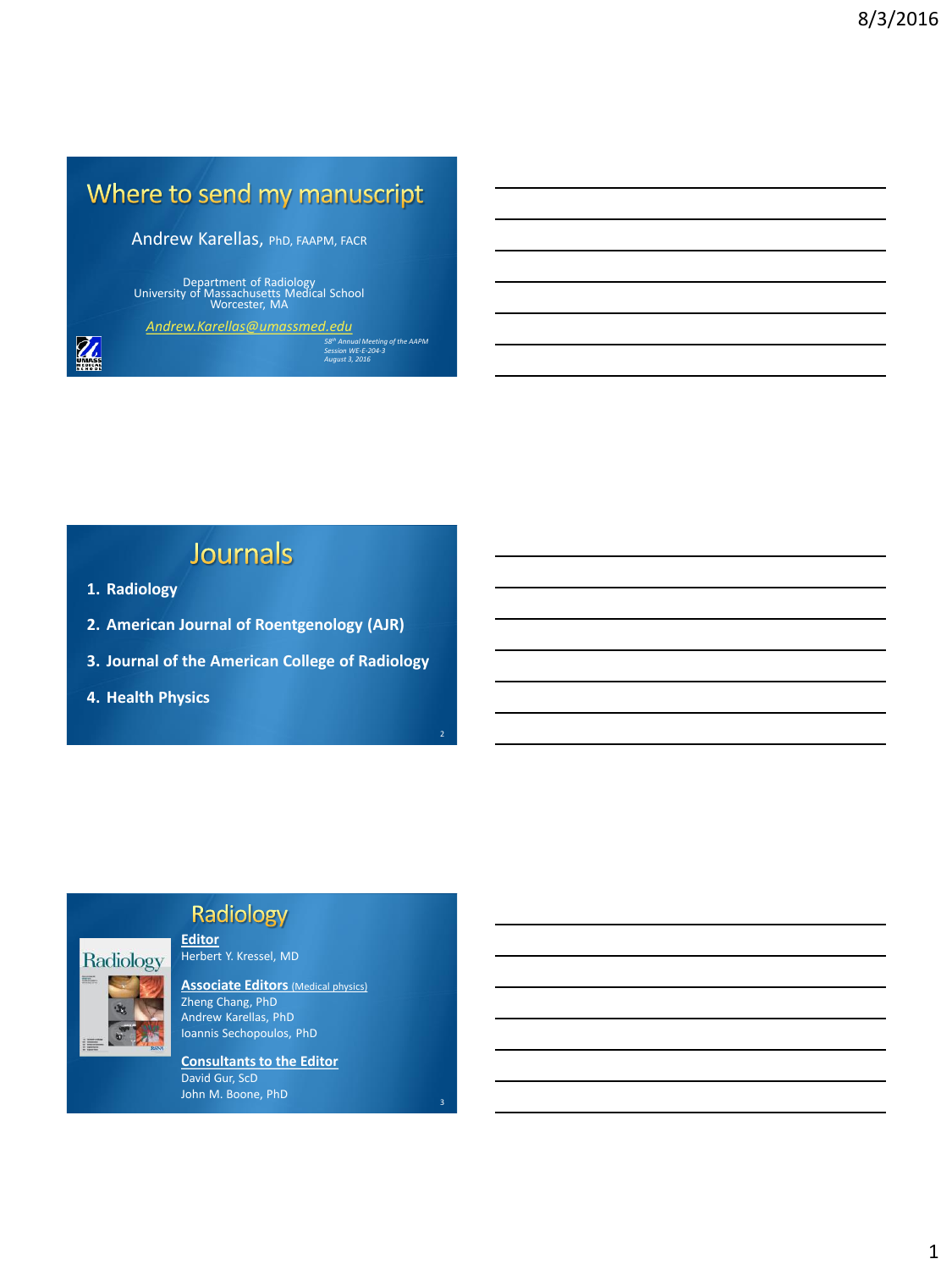# Where to send my manuscript

Andrew Karellas, PhD, FAAPM, FACR

Department of Radiology
University of Massachusetts Medical School
Worcester, MA

*Andrew.Karellas@umassmed.edu*

*58th Annual Meeting of the AAPM*
*Session WE-E-204-3*
*August 3, 2016*

## Journals

1. **Radiology**
2. **American Journal of Roentgenology (AJR)**
3. **Journal of the American College of Radiology**
4. **Health Physics**

## Radiology

**Editor**
Herbert Y. Kressel, MD

**Associate Editors** (Medical physics)
Zheng Chang, PhD
Andrew Karellas, PhD
Ioannis Sechopoulos, PhD

**Consultants to the Editor**
David Gur, ScD
John M. Boone, PhD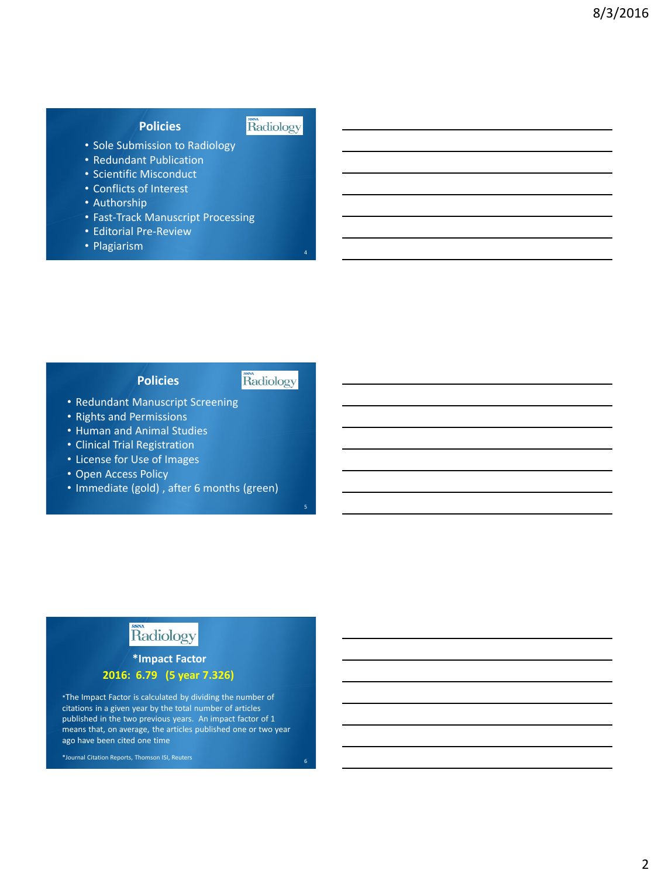## Policies

Radiology

- Sole Submission to Radiology
- Redundant Publication
- Scientific Misconduct
- Conflicts of Interest
- Authorship
- Fast-Track Manuscript Processing
- Editorial Pre-Review
- Plagiarism

## Policies

Radiology

- Redundant Manuscript Screening
- Rights and Permissions
- Human and Animal Studies
- Clinical Trial Registration
- License for Use of Images
- Open Access Policy
- Immediate (gold) , after 6 months (green)

Radiology

### *Impact Factor

**2016: 6.79 (5 year 7.326)**

*The Impact Factor is calculated by dividing the number of citations in a given year by the total number of articles published in the two previous years. An impact factor of 1 means that, on average, the articles published one or two year ago have been cited one time

*Journal Citation Reports, Thomson ISI, Reuters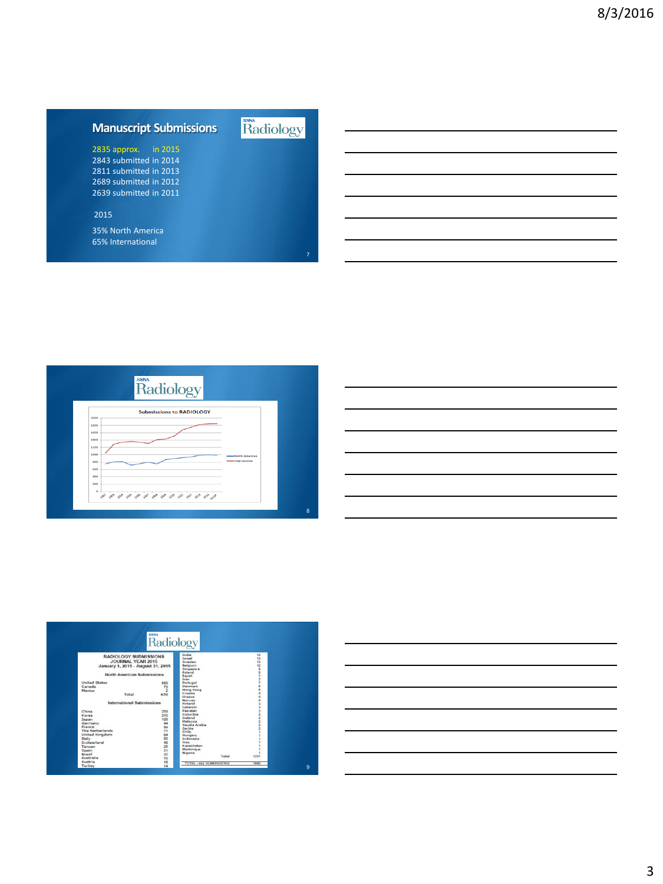## Manuscript Submissions

2835 approx. in 2015
2843 submitted in 2014
2811 submitted in 2013
2689 submitted in 2012
2639 submitted in 2011

2015

35% North America
65% International

Submissions to RADIOLOGY

RADIOLOGY SUBMISSIONS
JOURNAL YEAR 2015
January 1, 2015 - August 31, 2015

North American Submissions

| | |
|---|---|
| United States | 583 |
| Canada | 73 |
| Mexico | 2 |
| Total | 658 |

International Submissions

| | |
|---|---|
| China | 233 |
| Korea | 210 |
| Japan | 108 |
| Germany | 94 |
| France | 89 |
| The Netherlands | 71 |
| United Kingdom | 64 |
| Italy | 63 |
| Switzerland | 49 |
| Taiwan | 25 |
| Spain | 21 |
| Brazil | 20 |
| Australia | 19 |
| Austria | 16 |
| Turkey | 14 |
| India | 13 |
| Israel | 13 |
| Sweden | 13 |
| Belgium | 12 |
| Singapore | 9 |
| Poland | 8 |
| Egypt | 7 |
| Iran | 7 |
| Portugal | 7 |
| Denmark | 6 |
| Hong Kong | 6 |
| Croatia | 4 |
| Greece | 4 |
| Norway | 4 |
| Finland | 3 |
| Lebanon | 3 |
| Pakistan | 3 |
| Colombia | 2 |
| Ireland | 2 |
| Malaysia | 2 |
| Saudia Arabia | 2 |
| Serbia | 2 |
| Chile | 1 |
| Hungary | 1 |
| Indonesia | 1 |
| Iraq | 1 |
| Kazakhstan | 1 |
| Martinique | 1 |
| Nigeria | 1 |
| Total | 1231 |
| TOTAL - ALL SUBMISSIONS | 1889 |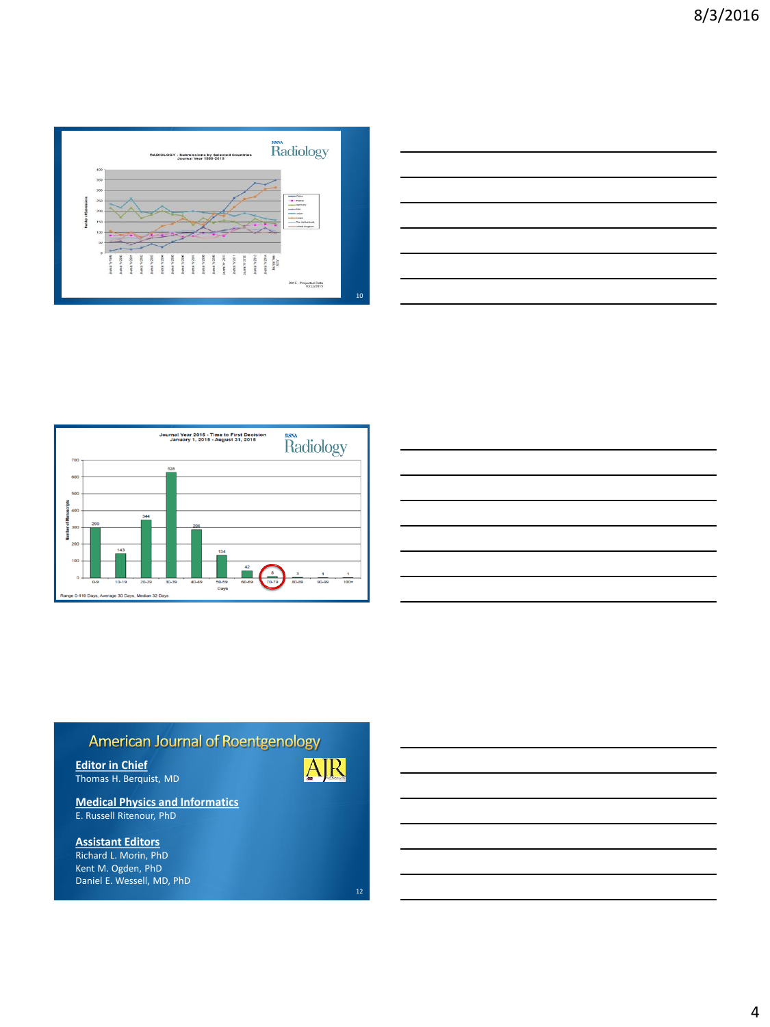## RADIOLOGY - Submissions by Selected Countries

Journal Year 1999-2015

Radiology

2015 - Projected Data 10/22/2015

## Journal Year 2015 - Time to First Decision

January 1, 2015 - August 31, 2015

Radiology

| Days | 0-9 | 10-19 | 20-29 | 30-39 | 40-49 | 50-59 | 60-69 | 70-79 | 80-89 | 90-99 | 100+ |
|---|---|---|---|---|---|---|---|---|---|---|---|
| Number of Manuscripts | 299 | 143 | 344 | 628 | 286 | 134 | 42 | 8 | 3 | 1 | 1 |

Range 0-119 Days, Average 30 Days, Median 32 Days

## American Journal of Roentgenology

**Editor in Chief**
Thomas H. Berquist, MD

**Medical Physics and Informatics**
E. Russell Ritenour, PhD

**Assistant Editors**
Richard L. Morin, PhD
Kent M. Ogden, PhD
Daniel E. Wessell, MD, PhD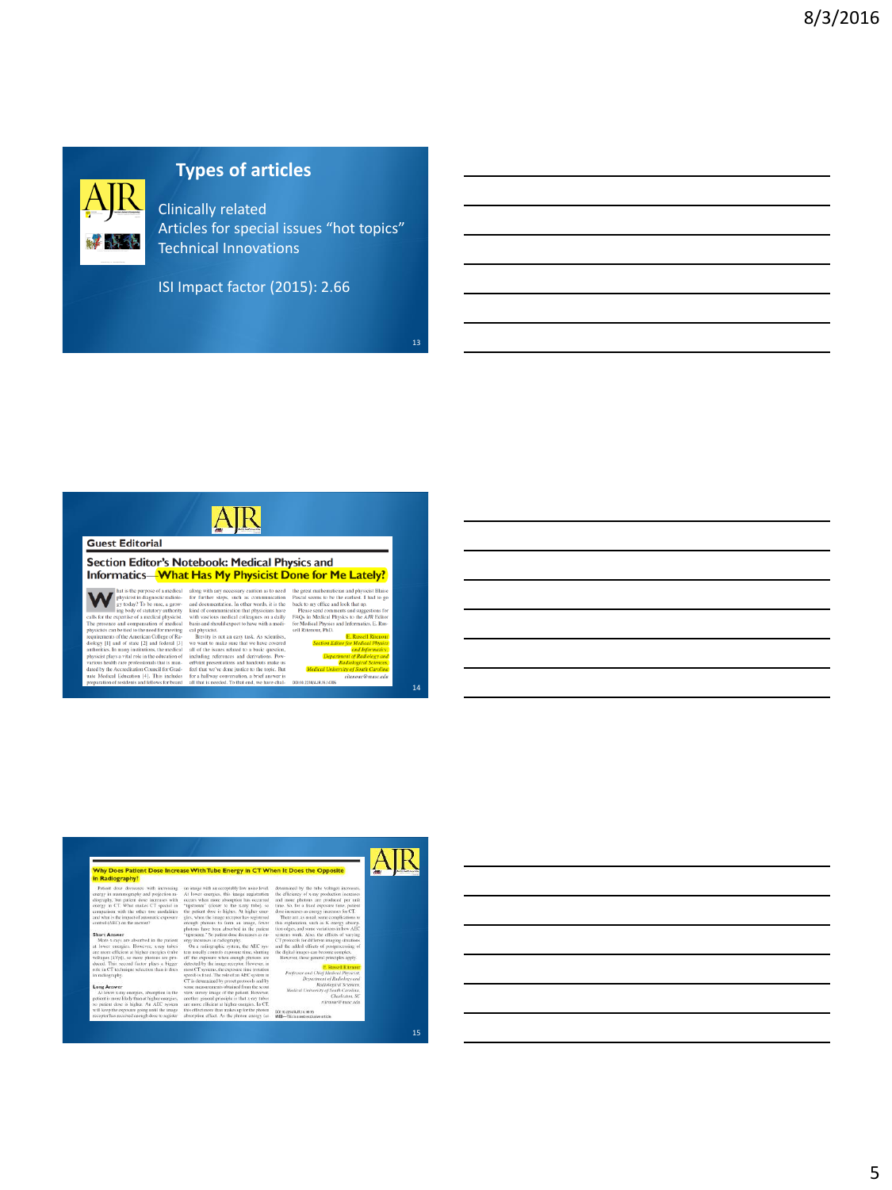## Types of articles

Clinically related
Articles for special issues "hot topics"
Technical Innovations

ISI Impact factor (2015): 2.66

---

**Guest Editorial**

### Section Editor's Notebook: Medical Physics and Informatics—What Has My Physicist Done for Me Lately?

---

### Why Does Patient Dose Increase With Tube Energy in CT When It Does the Opposite in Radiography?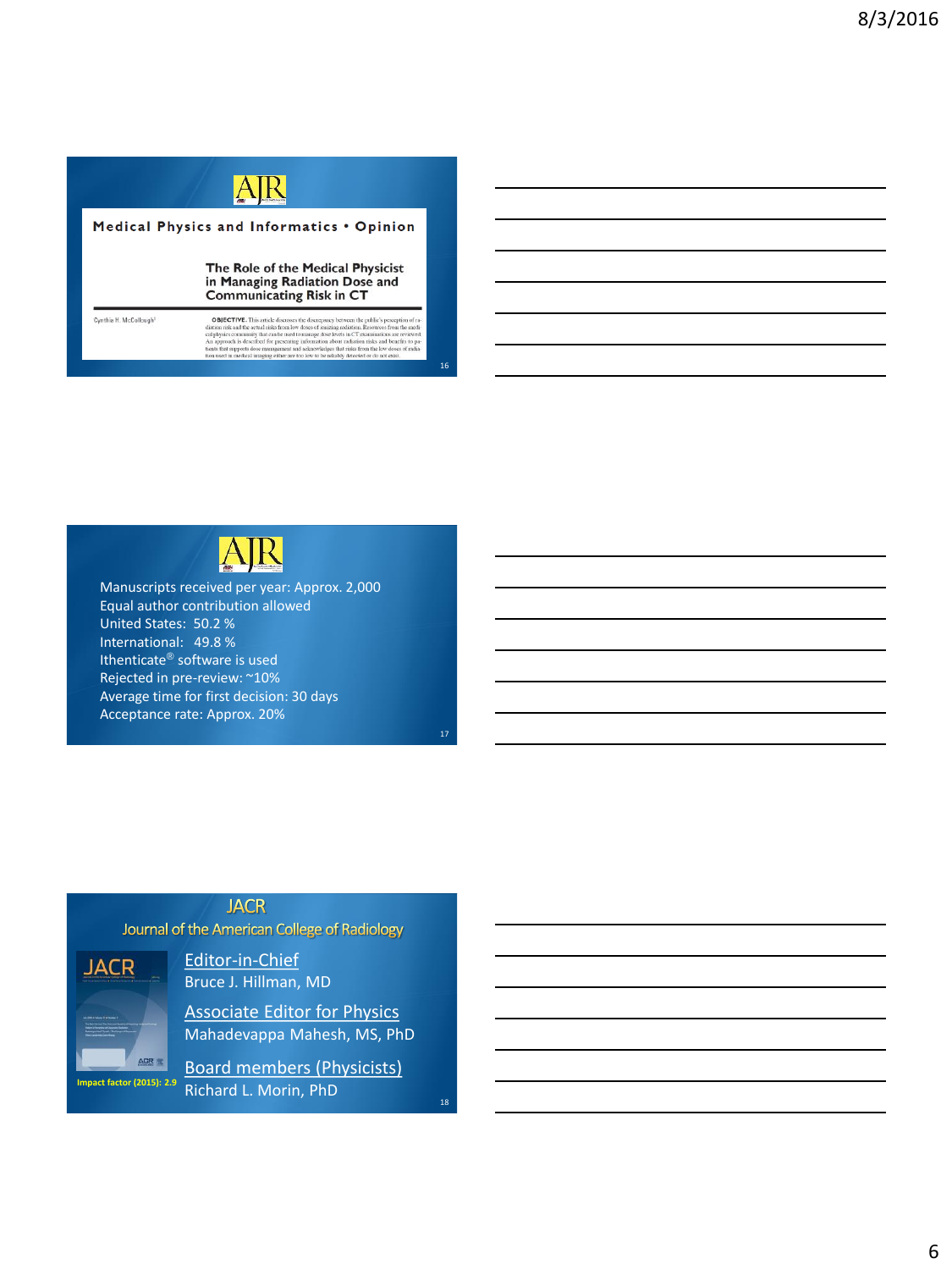## AJR

**Medical Physics and Informatics • Opinion**

**The Role of the Medical Physicist in Managing Radiation Dose and Communicating Risk in CT**

Cynthia H. McCollough[1]

**OBJECTIVE.** This article discusses the discrepancy between the public's perception of radiation risk and the actual risks from low doses of ionizing radiation. Resources from the medical physics community that can be used to manage dose levels in CT examinations are reviewed. An approach is described for presenting information about radiation risks and benefits to patients that supports dose management and acknowledges that risks from the low doses of radiation used in medical imaging either are too low to be reliably detected or do not exist.

---

## AJR

- Manuscripts received per year: Approx. 2,000
- Equal author contribution allowed
- United States: 50.2 %
- International: 49.8 %
- Ithenticate® software is used
- Rejected in pre-review: ~10%
- Average time for first decision: 30 days
- Acceptance rate: Approx. 20%

---

## JACR

### Journal of the American College of Radiology

Impact factor (2015): 2.9

Editor-in-Chief
Bruce J. Hillman, MD

Associate Editor for Physics
Mahadevappa Mahesh, MS, PhD

Board members (Physicists)
Richard L. Morin, PhD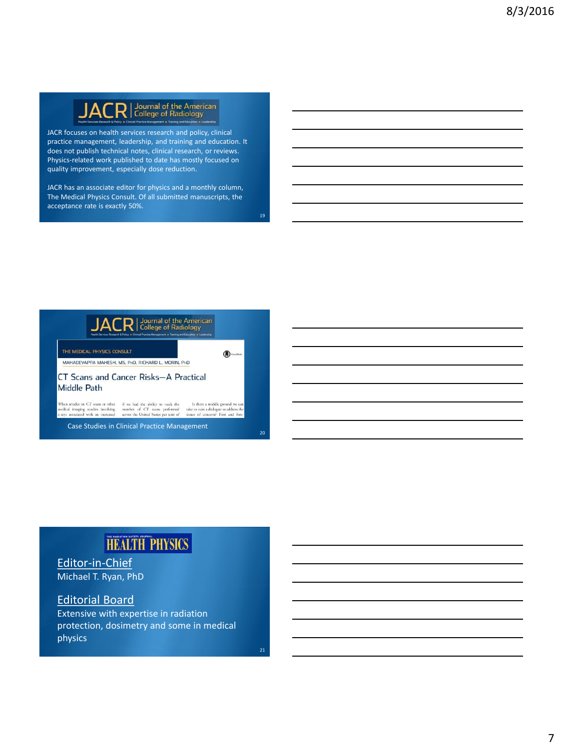## JACR | Journal of the American College of Radiology

Health Services Research & Policy • Clinical Practice Management • Training and Education • Leadership

JACR focuses on health services research and policy, clinical practice management, leadership, and training and education. It does not publish technical notes, clinical research, or reviews. Physics-related work published to date has mostly focused on quality improvement, especially dose reduction.

JACR has an associate editor for physics and a monthly column, The Medical Physics Consult. Of all submitted manuscripts, the acceptance rate is exactly 50%.

## JACR | Journal of the American College of Radiology

Health Services Research & Policy • Clinical Practice Management • Training and Education • Leadership

THE MEDICAL PHYSICS CONSULT

MAHADEVAPPA MAHESH, MS, PhD, RICHARD L. MORIN, PhD

### CT Scans and Cancer Risks—A Practical Middle Path

When articles on CT scans or other medical imaging studies involving x-rays associated with an increased ... if we had the ability to track the number of CT scans performed across the United States per unit of ... Is there a middle ground we can take to start a dialogue to address the issues of concern? First and fore-

Case Studies in Clinical Practice Management

## THE RADIATION SAFETY JOURNAL HEALTH PHYSICS

Editor-in-Chief

Michael T. Ryan, PhD

Editorial Board

Extensive with expertise in radiation protection, dosimetry and some in medical physics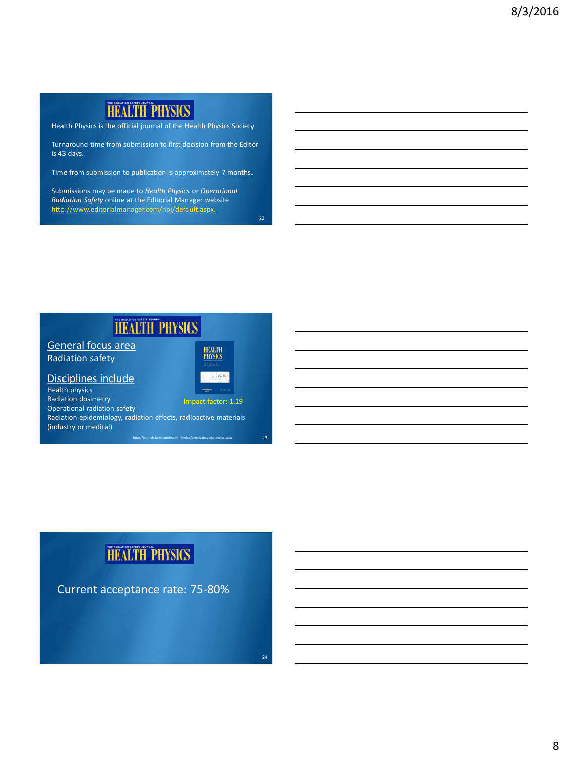## HEALTH PHYSICS

Health Physics is the official journal of the Health Physics Society

Turnaround time from submission to first decision from the Editor is 43 days.

Time from submission to publication is approximately 7 months.

Submissions may be made to *Health Physics* or *Operational Radiation Safety* online at the Editorial Manager website http://www.editorialmanager.com/hpj/default.aspx.

## HEALTH PHYSICS

General focus area

Radiation safety

Disciplines include

Health physics
Radiation dosimetry
Operational radiation safety
Radiation epidemiology, radiation effects, radioactive materials (industry or medical)

Impact factor: 1.19

http://journals.lww.com/health-physics/pages/aboutthejournal.aspx

## HEALTH PHYSICS

Current acceptance rate: 75-80%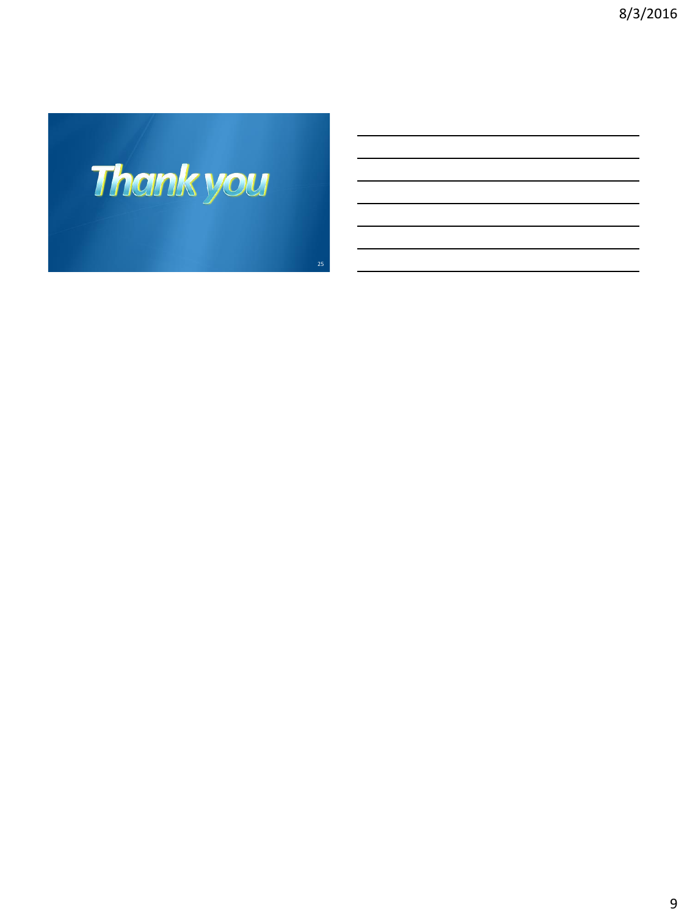# Thank you